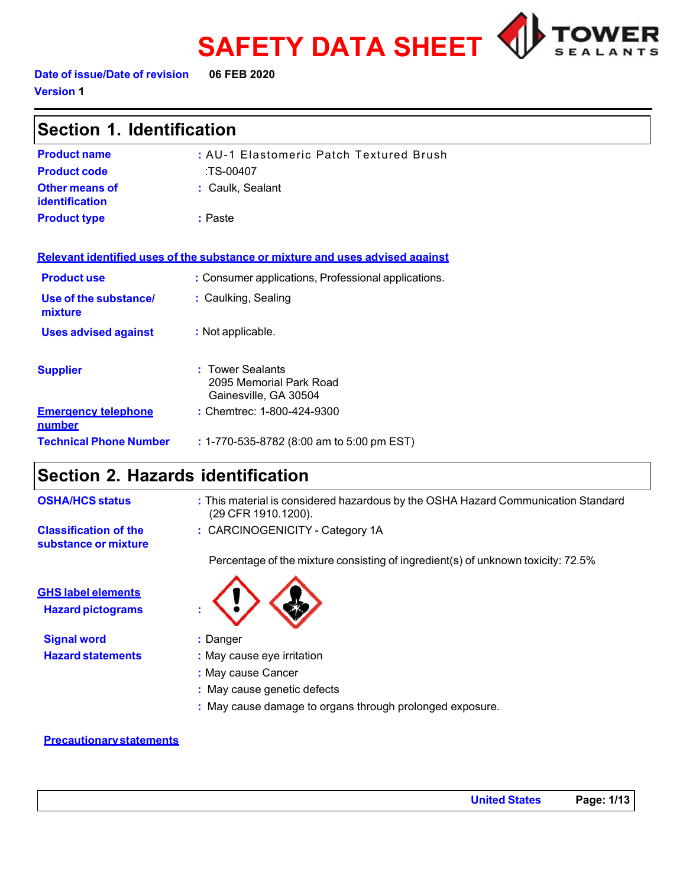# SAFETY DATA SHEET

**Date of issue/Date of revision** 06 FEB 2020

**Version** 1

## Section 1. Identification

| | |
|---|---|
| **Product name** | : AU-1 Elastomeric Patch Textured Brush |
| **Product code** | :TS-00407 |
| **Other means of identification** | : Caulk, Sealant |
| **Product type** | : Paste |

**Relevant identified uses of the substance or mixture and uses advised against**

| | |
|---|---|
| **Product use** | : Consumer applications, Professional applications. |
| **Use of the substance/ mixture** | : Caulking, Sealing |
| **Uses advised against** | : Not applicable. |

| | |
|---|---|
| **Supplier** | : Tower Sealants<br>2095 Memorial Park Road<br>Gainesville, GA 30504 |
| **Emergency telephone number** | : Chemtrec: 1-800-424-9300 |
| **Technical Phone Number** | : 1-770-535-8782 (8:00 am to 5:00 pm EST) |

## Section 2. Hazards identification

| | |
|---|---|
| **OSHA/HCS status** | : This material is considered hazardous by the OSHA Hazard Communication Standard (29 CFR 1910.1200). |
| **Classification of the substance or mixture** | : CARCINOGENICITY - Category 1A |

Percentage of the mixture consisting of ingredient(s) of unknown toxicity: 72.5%

**GHS label elements**

**Hazard pictograms** :

**Signal word** : Danger

**Hazard statements** : May cause eye irritation

: May cause Cancer

: May cause genetic defects

: May cause damage to organs through prolonged exposure.

**Precautionary statements**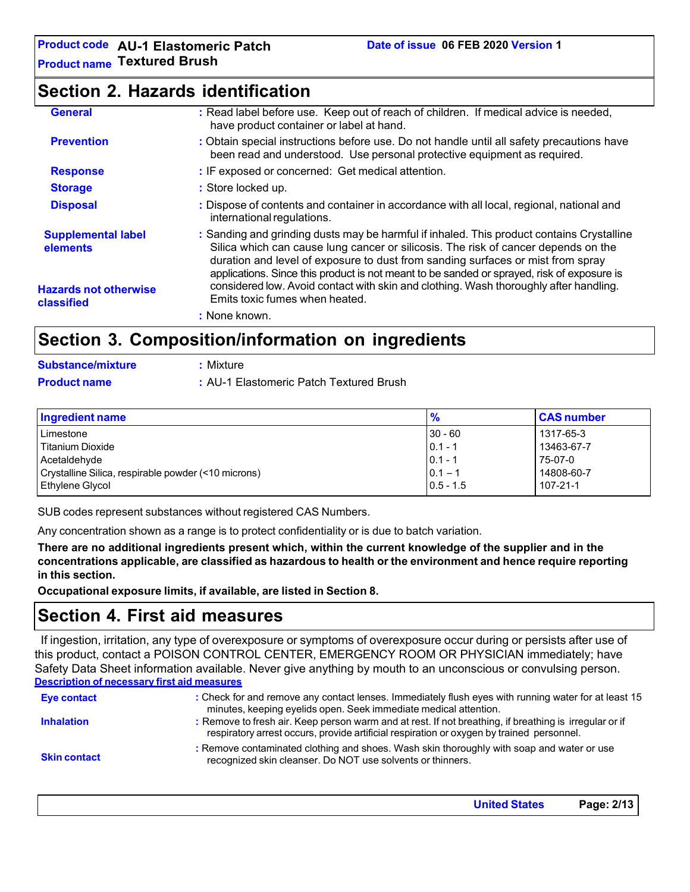## Section 2. Hazards identification

**General** : Read label before use. Keep out of reach of children. If medical advice is needed, have product container or label at hand.

**Prevention** : Obtain special instructions before use. Do not handle until all safety precautions have been read and understood. Use personal protective equipment as required.

**Response** : IF exposed or concerned: Get medical attention.

**Storage** : Store locked up.

**Disposal** : Dispose of contents and container in accordance with all local, regional, national and international regulations.

**Supplemental label elements** : Sanding and grinding dusts may be harmful if inhaled. This product contains Crystalline Silica which can cause lung cancer or silicosis. The risk of cancer depends on the duration and level of exposure to dust from sanding surfaces or mist from spray applications. Since this product is not meant to be sanded or sprayed, risk of exposure is considered low. Avoid contact with skin and clothing. Wash thoroughly after handling. Emits toxic fumes when heated.

**Hazards not otherwise classified** : None known.

## Section 3. Composition/information on ingredients

**Substance/mixture** : Mixture

**Product name** : AU-1 Elastomeric Patch Textured Brush

| Ingredient name | % | CAS number |
|---|---|---|
| Limestone | 30 - 60 | 1317-65-3 |
| Titanium Dioxide | 0.1 - 1 | 13463-67-7 |
| Acetaldehyde | 0.1 - 1 | 75-07-0 |
| Crystalline Silica, respirable powder (<10 microns) | 0.1 – 1 | 14808-60-7 |
| Ethylene Glycol | 0.5 - 1.5 | 107-21-1 |

SUB codes represent substances without registered CAS Numbers.

Any concentration shown as a range is to protect confidentiality or is due to batch variation.

**There are no additional ingredients present which, within the current knowledge of the supplier and in the concentrations applicable, are classified as hazardous to health or the environment and hence require reporting in this section.**

**Occupational exposure limits, if available, are listed in Section 8.**

## Section 4. First aid measures

If ingestion, irritation, any type of overexposure or symptoms of overexposure occur during or persists after use of this product, contact a POISON CONTROL CENTER, EMERGENCY ROOM OR PHYSICIAN immediately; have Safety Data Sheet information available. Never give anything by mouth to an unconscious or convulsing person.

**Description of necessary first aid measures**

**Eye contact** : Check for and remove any contact lenses. Immediately flush eyes with running water for at least 15 minutes, keeping eyelids open. Seek immediate medical attention.

**Inhalation** : Remove to fresh air. Keep person warm and at rest. If not breathing, if breathing is irregular or if respiratory arrest occurs, provide artificial respiration or oxygen by trained personnel.

**Skin contact** : Remove contaminated clothing and shoes. Wash skin thoroughly with soap and water or use recognized skin cleanser. Do NOT use solvents or thinners.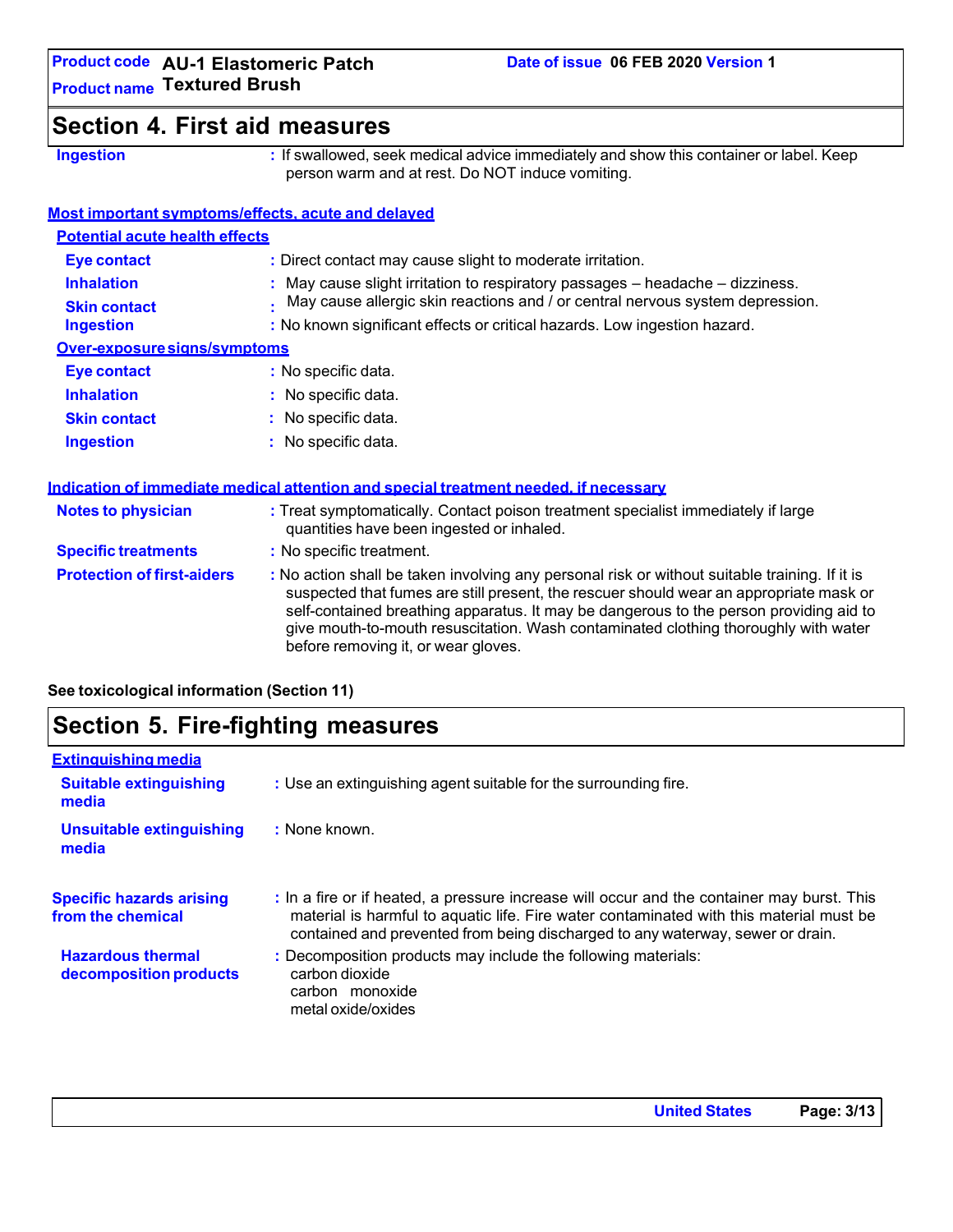## Section 4. First aid measures

**Ingestion** : If swallowed, seek medical advice immediately and show this container or label. Keep person warm and at rest. Do NOT induce vomiting.

### Most important symptoms/effects, acute and delayed

#### Potential acute health effects

| | |
|---|---|
| **Eye contact** | : Direct contact may cause slight to moderate irritation. |
| **Inhalation** | : May cause slight irritation to respiratory passages – headache – dizziness. |
| **Skin contact** | : May cause allergic skin reactions and / or central nervous system depression. |
| **Ingestion** | : No known significant effects or critical hazards. Low ingestion hazard. |

#### Over-exposure signs/symptoms

| | |
|---|---|
| **Eye contact** | : No specific data. |
| **Inhalation** | : No specific data. |
| **Skin contact** | : No specific data. |
| **Ingestion** | : No specific data. |

### Indication of immediate medical attention and special treatment needed, if necessary

| | |
|---|---|
| **Notes to physician** | : Treat symptomatically. Contact poison treatment specialist immediately if large quantities have been ingested or inhaled. |
| **Specific treatments** | : No specific treatment. |
| **Protection of first-aiders** | : No action shall be taken involving any personal risk or without suitable training. If it is suspected that fumes are still present, the rescuer should wear an appropriate mask or self-contained breathing apparatus. It may be dangerous to the person providing aid to give mouth-to-mouth resuscitation. Wash contaminated clothing thoroughly with water before removing it, or wear gloves. |

**See toxicological information (Section 11)**

## Section 5. Fire-fighting measures

### Extinguishing media

| | |
|---|---|
| **Suitable extinguishing media** | : Use an extinguishing agent suitable for the surrounding fire. |
| **Unsuitable extinguishing media** | : None known. |

| | |
|---|---|
| **Specific hazards arising from the chemical** | : In a fire or if heated, a pressure increase will occur and the container may burst. This material is harmful to aquatic life. Fire water contaminated with this material must be contained and prevented from being discharged to any waterway, sewer or drain. |
| **Hazardous thermal decomposition products** | : Decomposition products may include the following materials:<br>carbon dioxide<br>carbon monoxide<br>metal oxide/oxides |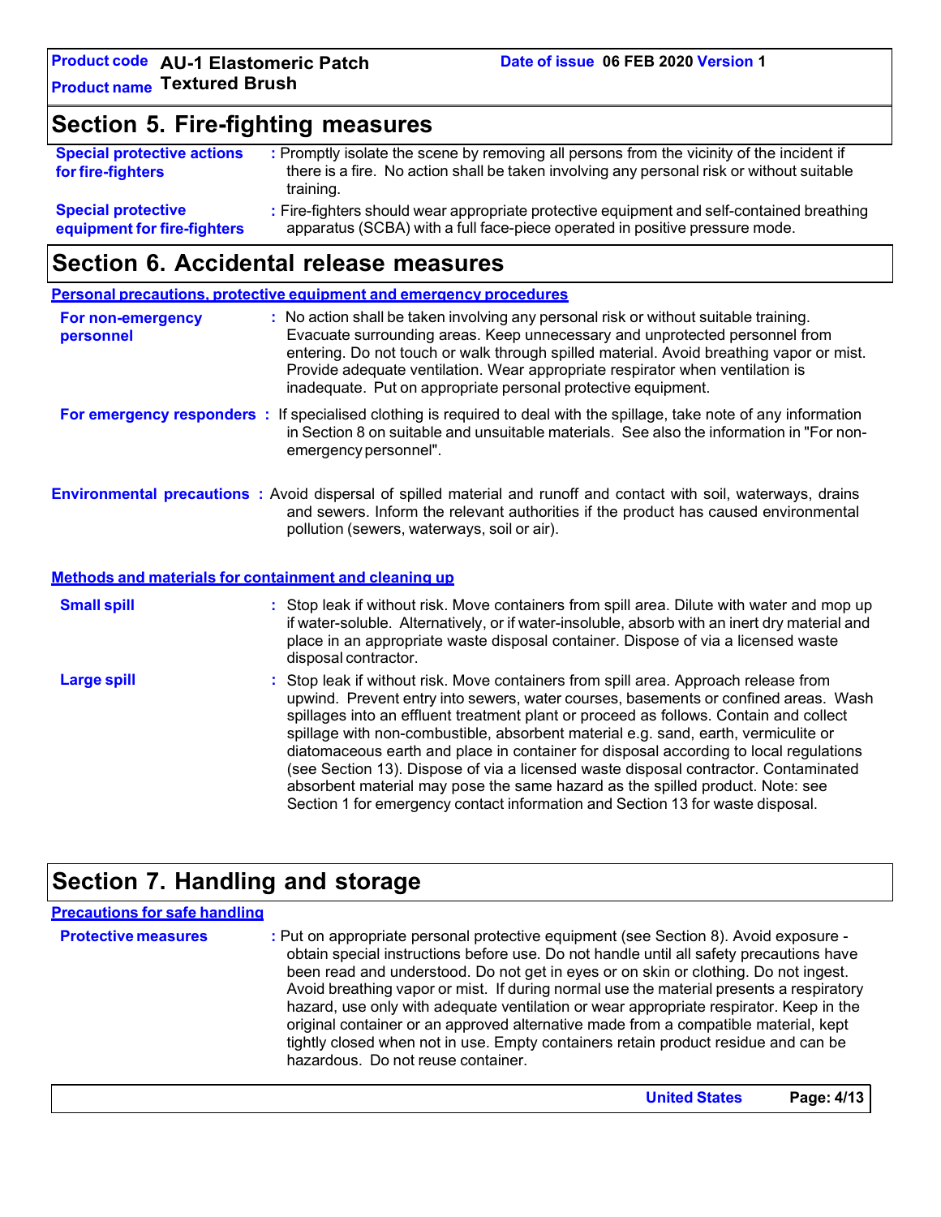## Section 5. Fire-fighting measures

**Special protective actions for fire-fighters** : Promptly isolate the scene by removing all persons from the vicinity of the incident if there is a fire. No action shall be taken involving any personal risk or without suitable training.

**Special protective equipment for fire-fighters** : Fire-fighters should wear appropriate protective equipment and self-contained breathing apparatus (SCBA) with a full face-piece operated in positive pressure mode.

## Section 6. Accidental release measures

### Personal precautions, protective equipment and emergency procedures

**For non-emergency personnel** : No action shall be taken involving any personal risk or without suitable training. Evacuate surrounding areas. Keep unnecessary and unprotected personnel from entering. Do not touch or walk through spilled material. Avoid breathing vapor or mist. Provide adequate ventilation. Wear appropriate respirator when ventilation is inadequate. Put on appropriate personal protective equipment.

**For emergency responders** : If specialised clothing is required to deal with the spillage, take note of any information in Section 8 on suitable and unsuitable materials. See also the information in "For non-emergency personnel".

**Environmental precautions** : Avoid dispersal of spilled material and runoff and contact with soil, waterways, drains and sewers. Inform the relevant authorities if the product has caused environmental pollution (sewers, waterways, soil or air).

### Methods and materials for containment and cleaning up

**Small spill** : Stop leak if without risk. Move containers from spill area. Dilute with water and mop up if water-soluble. Alternatively, or if water-insoluble, absorb with an inert dry material and place in an appropriate waste disposal container. Dispose of via a licensed waste disposal contractor.

**Large spill** : Stop leak if without risk. Move containers from spill area. Approach release from upwind. Prevent entry into sewers, water courses, basements or confined areas. Wash spillages into an effluent treatment plant or proceed as follows. Contain and collect spillage with non-combustible, absorbent material e.g. sand, earth, vermiculite or diatomaceous earth and place in container for disposal according to local regulations (see Section 13). Dispose of via a licensed waste disposal contractor. Contaminated absorbent material may pose the same hazard as the spilled product. Note: see Section 1 for emergency contact information and Section 13 for waste disposal.

## Section 7. Handling and storage

### Precautions for safe handling

**Protective measures** : Put on appropriate personal protective equipment (see Section 8). Avoid exposure - obtain special instructions before use. Do not handle until all safety precautions have been read and understood. Do not get in eyes or on skin or clothing. Do not ingest. Avoid breathing vapor or mist. If during normal use the material presents a respiratory hazard, use only with adequate ventilation or wear appropriate respirator. Keep in the original container or an approved alternative made from a compatible material, kept tightly closed when not in use. Empty containers retain product residue and can be hazardous. Do not reuse container.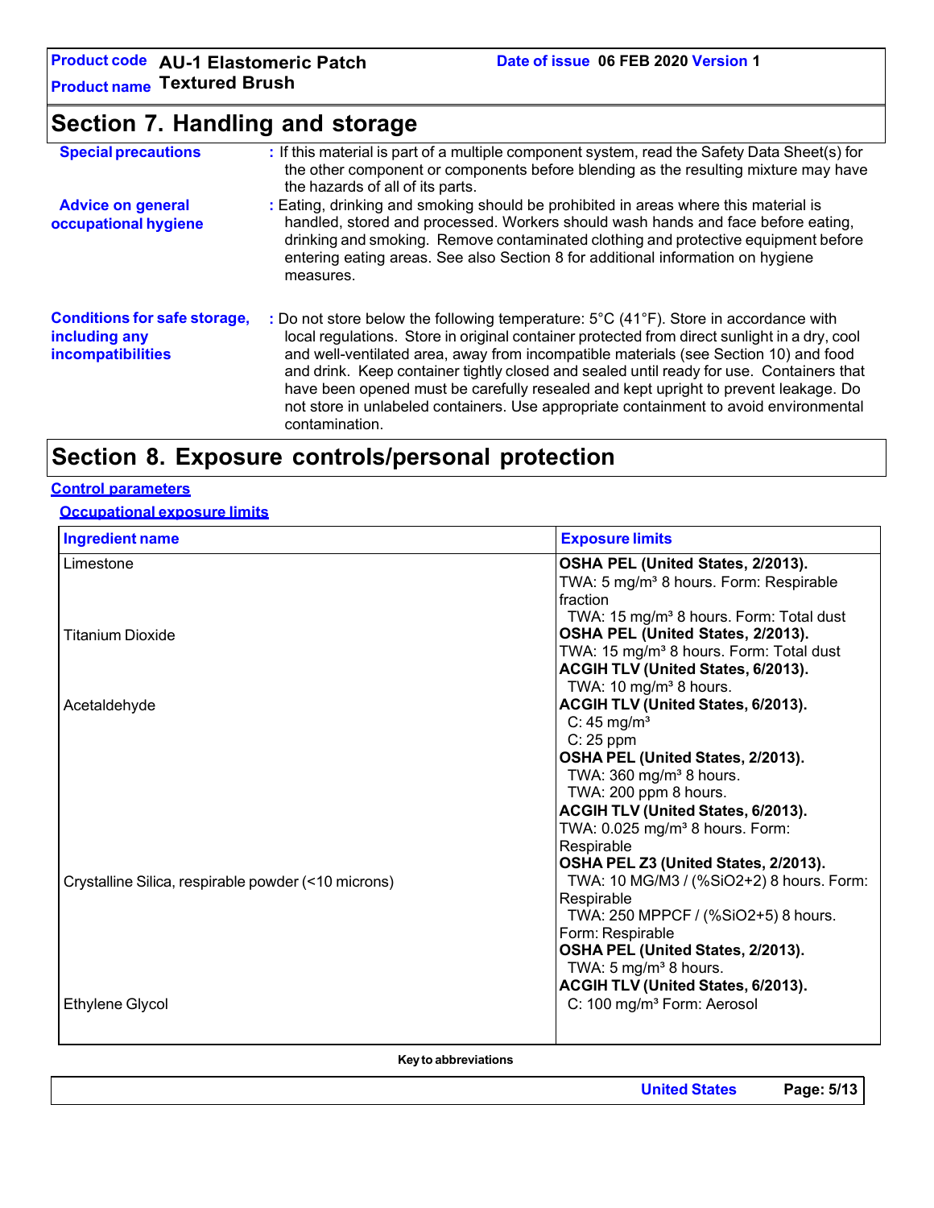## Section 7. Handling and storage

**Special precautions** : If this material is part of a multiple component system, read the Safety Data Sheet(s) for the other component or components before blending as the resulting mixture may have the hazards of all of its parts.

**Advice on general occupational hygiene** : Eating, drinking and smoking should be prohibited in areas where this material is handled, stored and processed. Workers should wash hands and face before eating, drinking and smoking. Remove contaminated clothing and protective equipment before entering eating areas. See also Section 8 for additional information on hygiene measures.

**Conditions for safe storage, including any incompatibilities** : Do not store below the following temperature: 5°C (41°F). Store in accordance with local regulations. Store in original container protected from direct sunlight in a dry, cool and well-ventilated area, away from incompatible materials (see Section 10) and food and drink. Keep container tightly closed and sealed until ready for use. Containers that have been opened must be carefully resealed and kept upright to prevent leakage. Do not store in unlabeled containers. Use appropriate containment to avoid environmental contamination.

## Section 8. Exposure controls/personal protection

**Control parameters**

**Occupational exposure limits**

| Ingredient name | Exposure limits |
|---|---|
| Limestone | **OSHA PEL (United States, 2/2013).**<br>TWA: 5 mg/m³ 8 hours. Form: Respirable fraction<br>TWA: 15 mg/m³ 8 hours. Form: Total dust |
| Titanium Dioxide | **OSHA PEL (United States, 2/2013).**<br>TWA: 15 mg/m³ 8 hours. Form: Total dust<br>**ACGIH TLV (United States, 6/2013).**<br>TWA: 10 mg/m³ 8 hours. |
| Acetaldehyde | **ACGIH TLV (United States, 6/2013).**<br>C: 45 mg/m³<br>C: 25 ppm<br>**OSHA PEL (United States, 2/2013).**<br>TWA: 360 mg/m³ 8 hours.<br>TWA: 200 ppm 8 hours. |
| Crystalline Silica, respirable powder (<10 microns) | **ACGIH TLV (United States, 6/2013).**<br>TWA: 0.025 mg/m³ 8 hours. Form: Respirable<br>**OSHA PEL Z3 (United States, 2/2013).**<br>TWA: 10 MG/M3 / (%SiO2+2) 8 hours. Form: Respirable<br>TWA: 250 MPPCF / (%SiO2+5) 8 hours. Form: Respirable<br>**OSHA PEL (United States, 2/2013).**<br>TWA: 5 mg/m³ 8 hours. |
| Ethylene Glycol | **ACGIH TLV (United States, 6/2013).**<br>C: 100 mg/m³ Form: Aerosol |

**Key to abbreviations**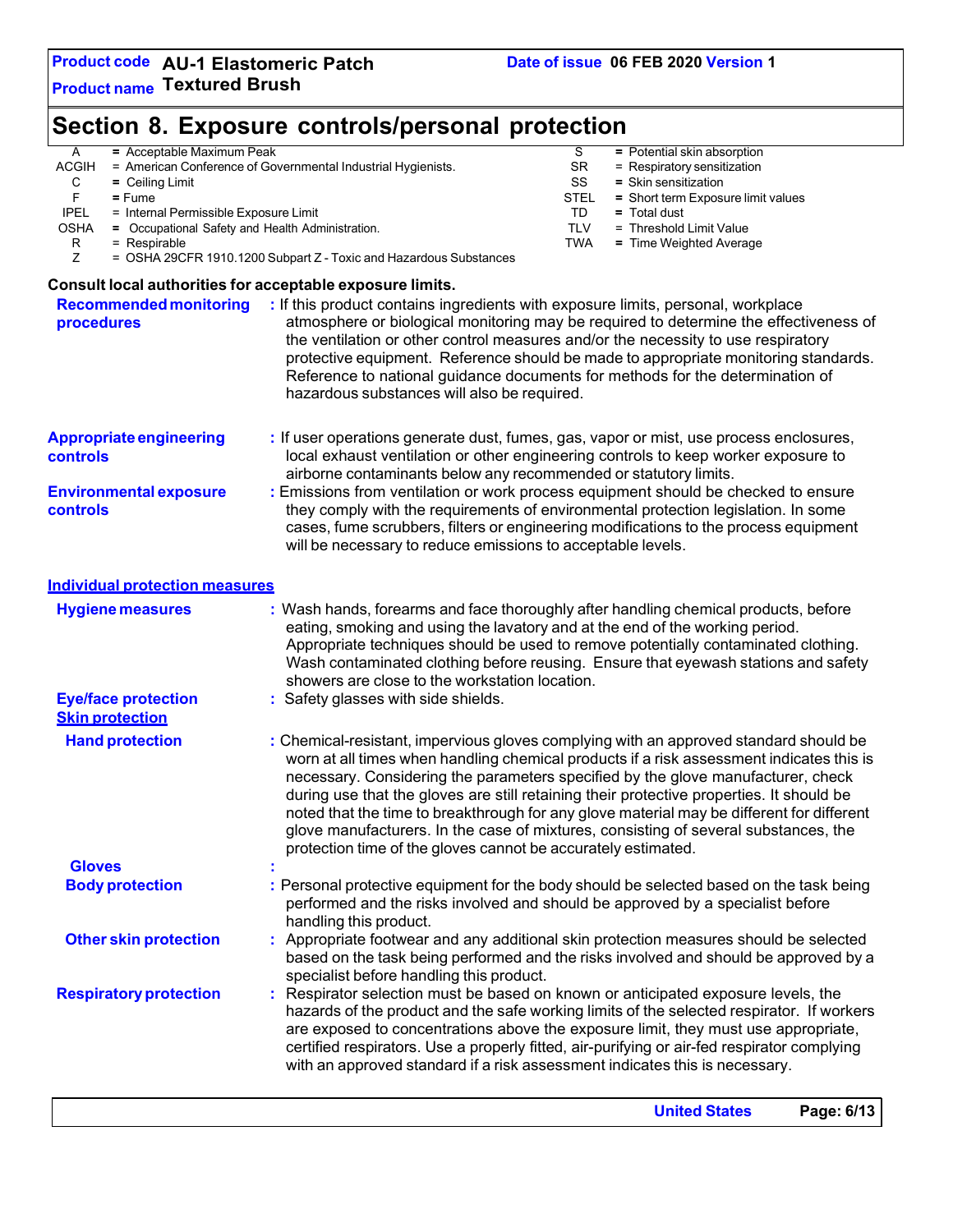# Section 8. Exposure controls/personal protection

| | | | | |
|---|---|---|---|---|
| A | = Acceptable Maximum Peak | | S | = Potential skin absorption |
| ACGIH | = American Conference of Governmental Industrial Hygienists. | | SR | = Respiratory sensitization |
| C | = Ceiling Limit | | SS | = Skin sensitization |
| F | = Fume | | STEL | = Short term Exposure limit values |
| IPEL | = Internal Permissible Exposure Limit | | TD | = Total dust |
| OSHA | = Occupational Safety and Health Administration. | | TLV | = Threshold Limit Value |
| R | = Respirable | | TWA | = Time Weighted Average |
| Z | = OSHA 29CFR 1910.1200 Subpart Z - Toxic and Hazardous Substances | | | |

**Consult local authorities for acceptable exposure limits.**

**Recommended monitoring procedures** : If this product contains ingredients with exposure limits, personal, workplace atmosphere or biological monitoring may be required to determine the effectiveness of the ventilation or other control measures and/or the necessity to use respiratory protective equipment. Reference should be made to monitoring standards. Reference to national guidance documents for methods for the determination of hazardous substances will also be required.

**Appropriate engineering controls** : If user operations generate dust, fumes, gas, vapor or mist, use process enclosures, local exhaust ventilation or other engineering controls to keep worker exposure to airborne contaminants below any recommended or statutory limits.

**Environmental exposure controls** : Emissions from ventilation or work process equipment should be checked to ensure they comply with the requirements of environmental protection legislation. In some cases, fume scrubbers, filters or engineering modifications to the process equipment will be necessary to reduce emissions to acceptable levels.

## Individual protection measures

**Hygiene measures** : Wash hands, forearms and face thoroughly after handling chemical products, before eating, smoking and using the lavatory and at the end of the working period. Appropriate techniques should be used to remove potentially contaminated clothing. Wash contaminated clothing before reusing. Ensure that eyewash stations and safety showers are close to the workstation location.

**Eye/face protection** : Safety glasses with side shields.

### Skin protection

**Hand protection** : Chemical-resistant, impervious gloves complying with an approved standard should be worn at all times when handling chemical products if a risk assessment indicates this is necessary. Considering the parameters specified by the glove manufacturer, check during use that the gloves are still retaining their protective properties. It should be noted that the time to breakthrough for any glove material may be different for different glove manufacturers. In the case of mixtures, consisting of several substances, the protection time of the gloves cannot be accurately estimated.

**Gloves** :

**Body protection** : Personal protective equipment for the body should be selected based on the task being performed and the risks involved and should be approved by a specialist before handling this product.

**Other skin protection** : Appropriate footwear and any additional skin protection measures should be selected based on the task being performed and the risks involved and should be approved by a specialist before handling this product.

**Respiratory protection** : Respirator selection must be based on known or anticipated exposure levels, the hazards of the product and the safe working limits of the selected respirator. If workers are exposed to concentrations above the exposure limit, they must use appropriate, certified respirators. Use a properly fitted, air-purifying or air-fed respirator complying with an approved standard if a risk assessment indicates this is necessary.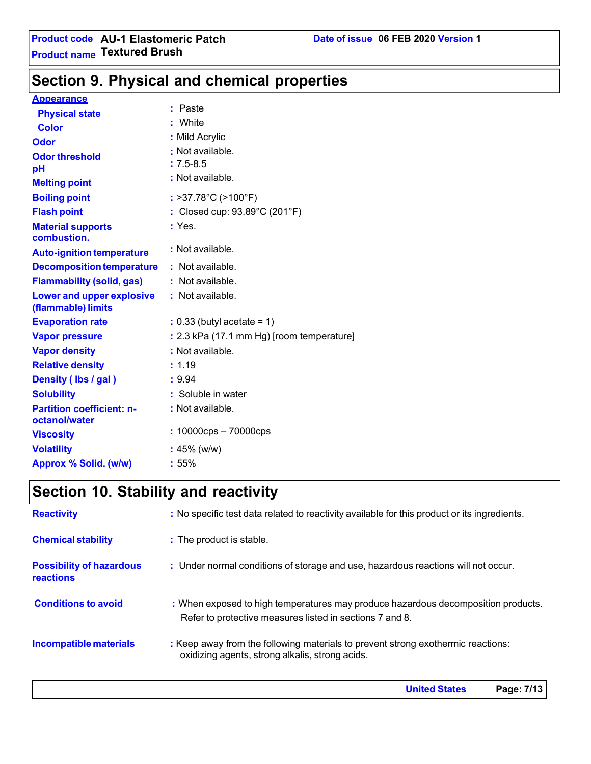## Section 9. Physical and chemical properties

**Appearance**

| | |
|---|---|
| **Physical state** | : Paste |
| **Color** | : White |
| **Odor** | : Mild Acrylic |
| **Odor threshold** | : Not available. |
| **pH** | : 7.5-8.5 |
| **Melting point** | : Not available. |
| **Boiling point** | : >37.78°C (>100°F) |
| **Flash point** | : Closed cup: 93.89°C (201°F) |
| **Material supports combustion.** | : Yes. |
| **Auto-ignition temperature** | : Not available. |
| **Decomposition temperature** | : Not available. |
| **Flammability (solid, gas)** | : Not available. |
| **Lower and upper explosive (flammable) limits** | : Not available. |
| **Evaporation rate** | : 0.33 (butyl acetate = 1) |
| **Vapor pressure** | : 2.3 kPa (17.1 mm Hg) [room temperature] |
| **Vapor density** | : Not available. |
| **Relative density** | : 1.19 |
| **Density ( lbs / gal )** | : 9.94 |
| **Solubility** | : Soluble in water |
| **Partition coefficient: n-octanol/water** | : Not available. |
| **Viscosity** | : 10000cps – 70000cps |
| **Volatility** | : 45% (w/w) |
| **Approx % Solid. (w/w)** | : 55% |

## Section 10. Stability and reactivity

| | |
|---|---|
| **Reactivity** | : No specific test data related to reactivity available for this product or its ingredients. |
| **Chemical stability** | : The product is stable. |
| **Possibility of hazardous reactions** | : Under normal conditions of storage and use, hazardous reactions will not occur. |
| **Conditions to avoid** | : When exposed to high temperatures may produce hazardous decomposition products. Refer to protective measures listed in sections 7 and 8. |
| **Incompatible materials** | : Keep away from the following materials to prevent strong exothermic reactions: oxidizing agents, strong alkalis, strong acids. |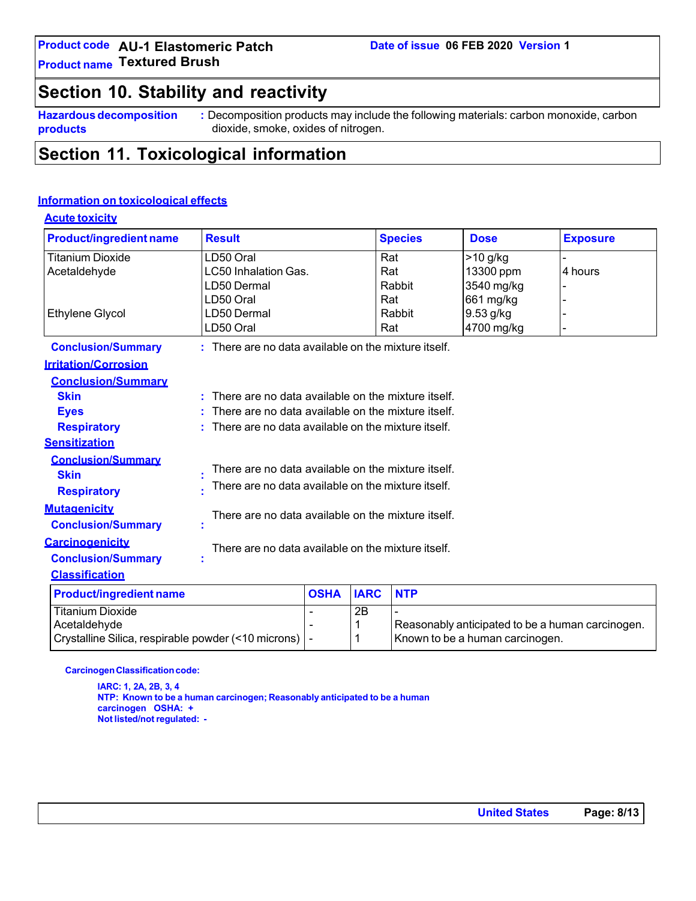## Section 10. Stability and reactivity

**Hazardous decomposition products** : Decomposition products may include the following materials: carbon monoxide, carbon dioxide, smoke, oxides of nitrogen.

## Section 11. Toxicological information

### Information on toxicological effects

#### Acute toxicity

| Product/ingredient name | Result | Species | Dose | Exposure |
|---|---|---|---|---|
| Titanium Dioxide | LD50 Oral | Rat | >10 g/kg | - |
| Acetaldehyde | LC50 Inhalation Gas. | Rat | 13300 ppm | 4 hours |
| | LD50 Dermal | Rabbit | 3540 mg/kg | - |
| | LD50 Oral | Rat | 661 mg/kg | - |
| Ethylene Glycol | LD50 Dermal | Rabbit | 9.53 g/kg | - |
| | LD50 Oral | Rat | 4700 mg/kg | - |

**Conclusion/Summary** : There are no data available on the mixture itself.

#### Irritation/Corrosion

**Conclusion/Summary**

**Skin** : There are no data available on the mixture itself.

**Eyes** : There are no data available on the mixture itself.

**Respiratory** : There are no data available on the mixture itself.

#### Sensitization

**Conclusion/Summary**

**Skin** : There are no data available on the mixture itself.

**Respiratory** : There are no data available on the mixture itself.

#### Mutagenicity

**Conclusion/Summary** : There are no data available on the mixture itself.

#### Carcinogenicity

**Conclusion/Summary** : There are no data available on the mixture itself.

#### Classification

| Product/ingredient name | OSHA | IARC | NTP |
|---|---|---|---|
| Titanium Dioxide | - | 2B | - |
| Acetaldehyde | - | 1 | Reasonably anticipated to be a human carcinogen. |
| Crystalline Silica, respirable powder (<10 microns) | - | 1 | Known to be a human carcinogen. |

**Carcinogen Classification code:**

**IARC: 1, 2A, 2B, 3, 4**
**NTP: Known to be a human carcinogen; Reasonably anticipated to be a human carcinogen OSHA: +**
**Not listed/not regulated: -**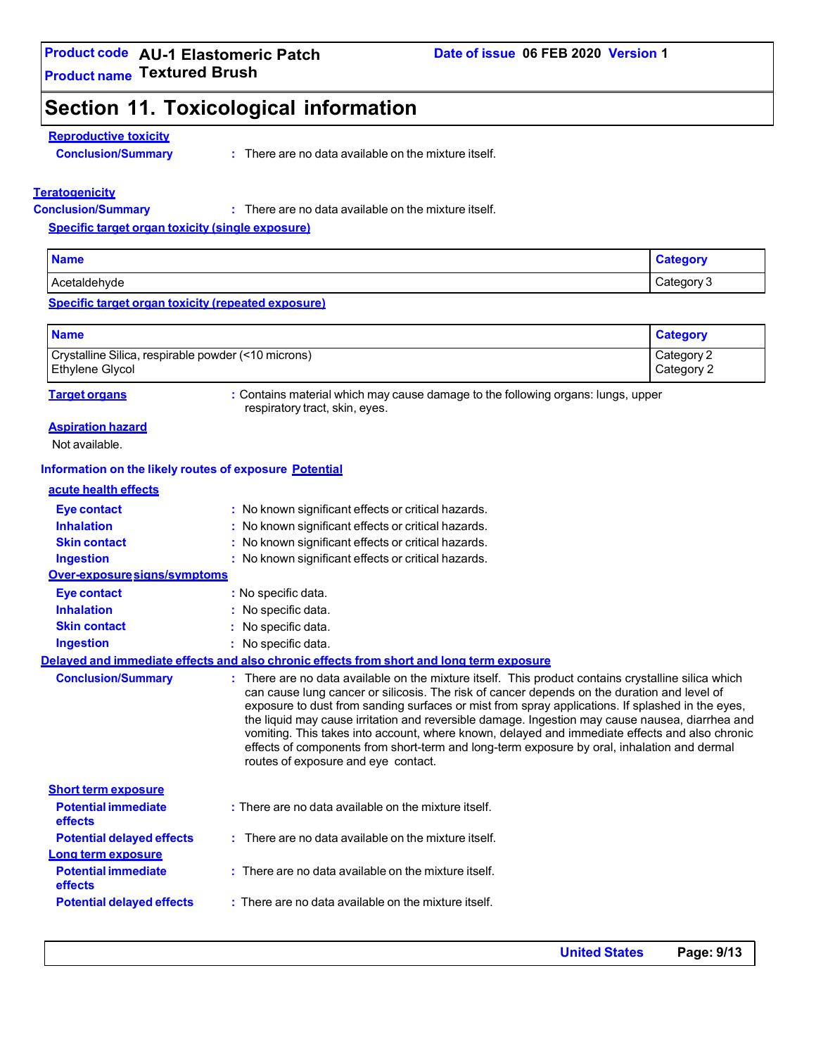## Section 11. Toxicological information

### Reproductive toxicity

**Conclusion/Summary** : There are no data available on the mixture itself.

### Teratogenicity

**Conclusion/Summary** : There are no data available on the mixture itself.

### Specific target organ toxicity (single exposure)

| Name | Category |
|---|---|
| Acetaldehyde | Category 3 |

### Specific target organ toxicity (repeated exposure)

| Name | Category |
|---|---|
| Crystalline Silica, respirable powder (<10 microns) | Category 2 |
| Ethylene Glycol | Category 2 |

**Target organs** : Contains material which may cause damage to the following organs: lungs, upper respiratory tract, skin, eyes.

### Aspiration hazard

Not available.

### Information on the likely routes of exposure

### Potential acute health effects

**Eye contact** : No known significant effects or critical hazards.

**Inhalation** : No known significant effects or critical hazards.

**Skin contact** : No known significant effects or critical hazards.

**Ingestion** : No known significant effects or critical hazards.

### Over-exposure signs/symptoms

**Eye contact** : No specific data.

**Inhalation** : No specific data.

**Skin contact** : No specific data.

**Ingestion** : No specific data.

### Delayed and immediate effects and also chronic effects from short and long term exposure

**Conclusion/Summary** : There are no data available on the mixture itself. This product contains crystalline silica which can cause lung cancer or silicosis. The risk of cancer depends on the duration and level of exposure to dust from sanding surfaces or mist from spray applications. If splashed in the eyes, the liquid may cause irritation and reversible damage. Ingestion may cause nausea, diarrhea and vomiting. This takes into account, where known, delayed and immediate effects and also chronic effects of components from short-term and long-term exposure by oral, inhalation and dermal routes of exposure and eye contact.

### Short term exposure

**Potential immediate effects** : There are no data available on the mixture itself.

**Potential delayed effects** : There are no data available on the mixture itself.

### Long term exposure

**Potential immediate effects** : There are no data available on the mixture itself.

**Potential delayed effects** : There are no data available on the mixture itself.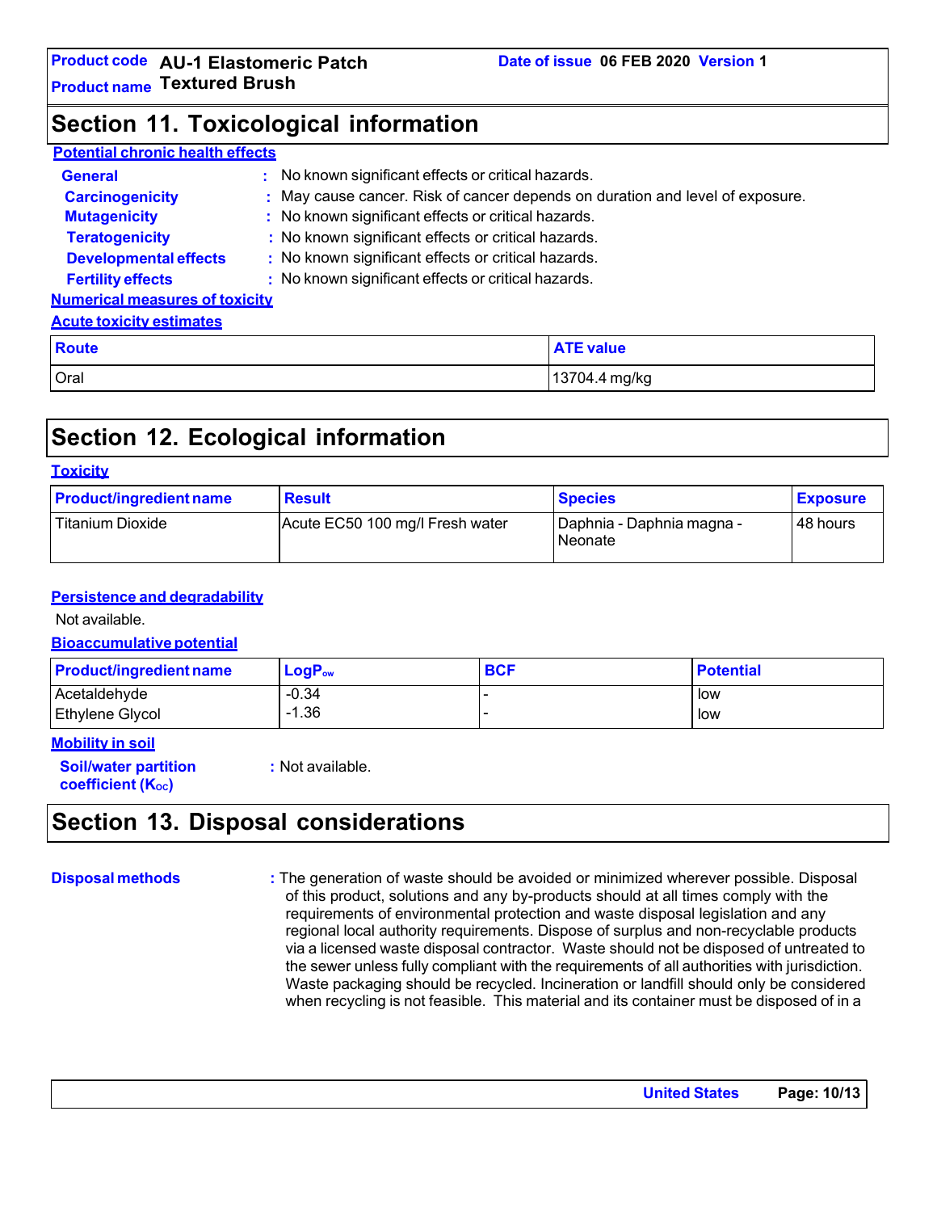## Section 11. Toxicological information

**Potential chronic health effects**

**General** : No known significant effects or critical hazards.

**Carcinogenicity** : May cause cancer. Risk of cancer depends on duration and level of exposure.

**Mutagenicity** : No known significant effects or critical hazards.

**Teratogenicity** : No known significant effects or critical hazards.

**Developmental effects** : No known significant effects or critical hazards.

**Fertility effects** : No known significant effects or critical hazards.

**Numerical measures of toxicity**

**Acute toxicity estimates**

| Route | ATE value |
|---|---|
| Oral | 13704.4 mg/kg |

## Section 12. Ecological information

**Toxicity**

| Product/ingredient name | Result | Species | Exposure |
|---|---|---|---|
| Titanium Dioxide | Acute EC50 100 mg/l Fresh water | Daphnia - Daphnia magna - Neonate | 48 hours |

**Persistence and degradability**

Not available.

**Bioaccumulative potential**

| Product/ingredient name | $LogP_{ow}$ | BCF | Potential |
|---|---|---|---|
| Acetaldehyde | -0.34 | - | low |
| Ethylene Glycol | -1.36 | - | low |

**Mobility in soil**

**Soil/water partition coefficient ($K_{OC}$)** : Not available.

## Section 13. Disposal considerations

**Disposal methods** : The generation of waste should be avoided or minimized wherever possible. Disposal of this product, solutions and any by-products should at all times comply with the requirements of environmental protection and waste disposal legislation and any regional local authority requirements. Dispose of surplus and non-recyclable products via a licensed waste disposal contractor. Waste should not be disposed of untreated to the sewer unless fully compliant with the requirements of all authorities with jurisdiction. Waste packaging should be recycled. Incineration or landfill should only be considered when recycling is not feasible. This material and its container must be disposed of in a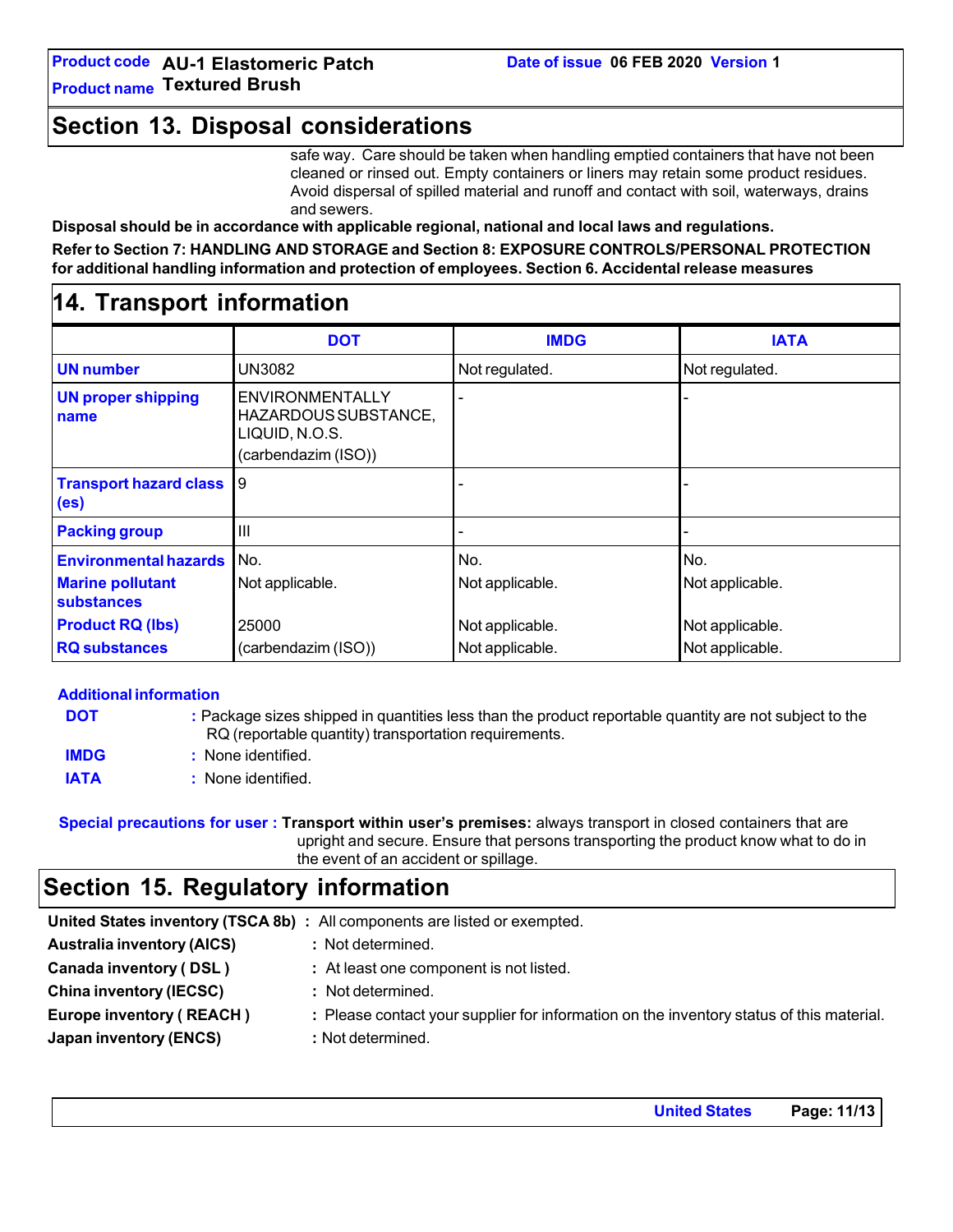## Section 13. Disposal considerations

safe way. Care should be taken when handling emptied containers that have not been cleaned or rinsed out. Empty containers or liners may retain some product residues. Avoid dispersal of spilled material and runoff and contact with soil, waterways, drains and sewers.

**Disposal should be in accordance with applicable regional, national and local laws and regulations.**

**Refer to Section 7: HANDLING AND STORAGE and Section 8: EXPOSURE CONTROLS/PERSONAL PROTECTION for additional handling information and protection of employees. Section 6. Accidental release measures**

## 14. Transport information

| | DOT | IMDG | IATA |
|---|---|---|---|
| **UN number** | UN3082 | Not regulated. | Not regulated. |
| **UN proper shipping name** | ENVIRONMENTALLY HAZARDOUS SUBSTANCE, LIQUID, N.O.S. (carbendazim (ISO)) | - | - |
| **Transport hazard class (es)** | 9 | - | - |
| **Packing group** | III | - | - |
| **Environmental hazards** | No. | No. | No. |
| **Marine pollutant substances** | Not applicable. | Not applicable. | Not applicable. |
| **Product RQ (lbs)** | 25000 | Not applicable. | Not applicable. |
| **RQ substances** | (carbendazim (ISO)) | Not applicable. | Not applicable. |

**Additional information**

**DOT** : Package sizes shipped in quantities less than the product reportable quantity are not subject to the RQ (reportable quantity) transportation requirements.

**IMDG** : None identified.

**IATA** : None identified.

**Special precautions for user** : **Transport within user's premises:** always transport in closed containers that are upright and secure. Ensure that persons transporting the product know what to do in the event of an accident or spillage.

## Section 15. Regulatory information

**United States inventory (TSCA 8b)** : All components are listed or exempted.

**Australia inventory (AICS)** : Not determined.

**Canada inventory ( DSL )** : At least one component is not listed.

**China inventory (IECSC)** : Not determined.

**Europe inventory ( REACH )** : Please contact your supplier for information on the inventory status of this material.

**Japan inventory (ENCS)** : Not determined.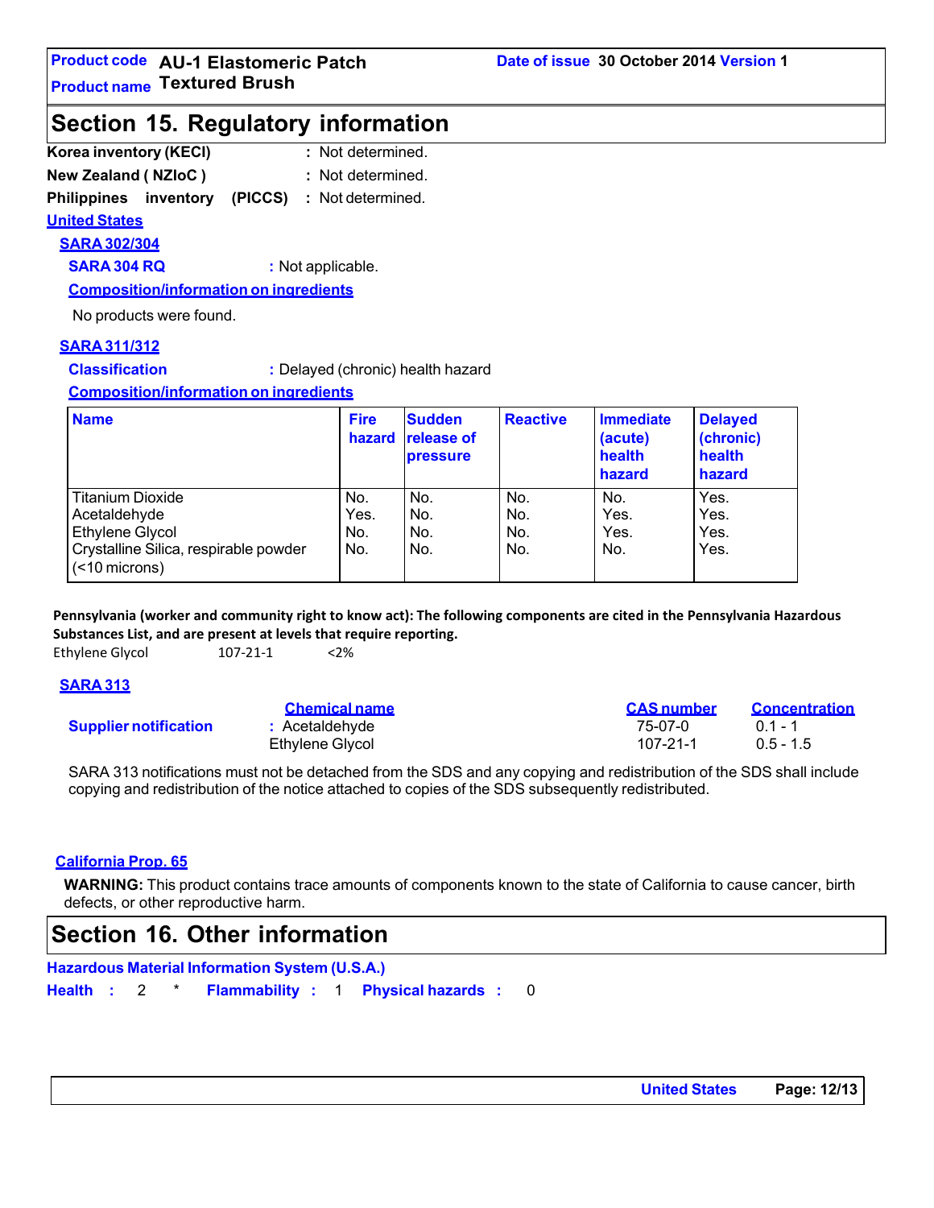## Section 15. Regulatory information

**Korea inventory (KECI)** : Not determined.

**New Zealand ( NZIoC )** : Not determined.

**Philippines inventory (PICCS)** : Not determined.

### United States

#### SARA 302/304

**SARA 304 RQ** : Not applicable.

**Composition/information on ingredients**

No products were found.

#### SARA 311/312

**Classification** : Delayed (chronic) health hazard

**Composition/information on ingredients**

| Name | Fire hazard | Sudden release of pressure | Reactive | Immediate (acute) health hazard | Delayed (chronic) health hazard |
|---|---|---|---|---|---|
| Titanium Dioxide | No. | No. | No. | No. | Yes. |
| Acetaldehyde | Yes. | No. | No. | Yes. | Yes. |
| Ethylene Glycol | No. | No. | No. | Yes. | Yes. |
| Crystalline Silica, respirable powder (<10 microns) | No. | No. | No. | No. | Yes. |

**Pennsylvania (worker and community right to know act): The following components are cited in the Pennsylvania Hazardous Substances List, and are present at levels that require reporting.**

Ethylene Glycol 107-21-1 <2%

#### SARA 313

| | Chemical name | CAS number | Concentration |
|---|---|---|---|
| **Supplier notification** | Acetaldehyde | 75-07-0 | 0.1 - 1 |
| | Ethylene Glycol | 107-21-1 | 0.5 - 1.5 |

SARA 313 notifications must not be detached from the SDS and any copying and redistribution of the SDS shall include copying and redistribution of the notice attached to copies of the SDS subsequently redistributed.

#### California Prop. 65

**WARNING:** This product contains trace amounts of components known to the state of California to cause cancer, birth defects, or other reproductive harm.

## Section 16. Other information

**Hazardous Material Information System (U.S.A.)**

**Health** : 2 * **Flammability** : 1 **Physical hazards** : 0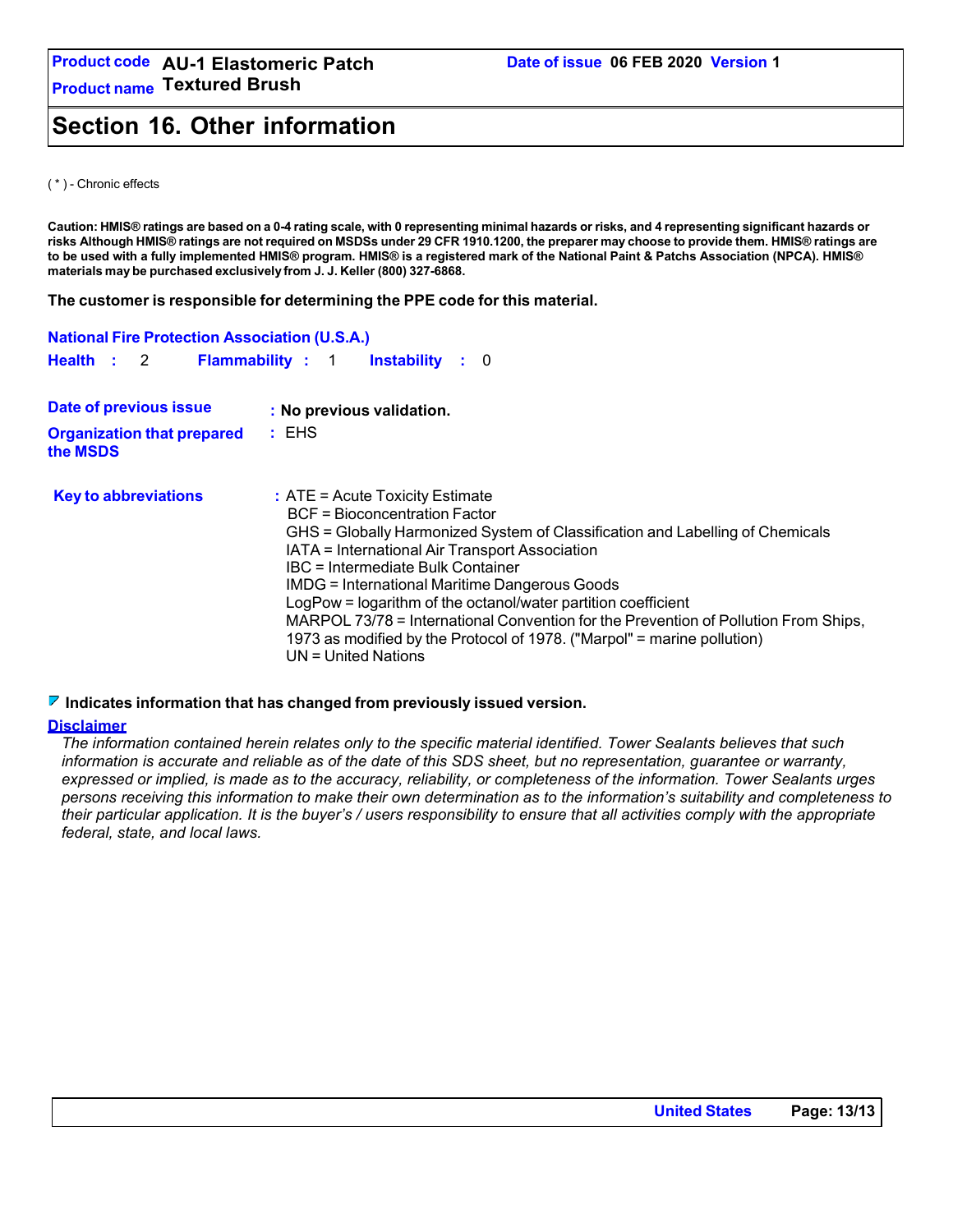## Section 16. Other information

( * ) - Chronic effects

**Caution: HMIS® ratings are based on a 0-4 rating scale, with 0 representing minimal hazards or risks, and 4 representing significant hazards or risks Although HMIS® ratings are not required on MSDSs under 29 CFR 1910.1200, the preparer may choose to provide them. HMIS® ratings are to be used with a fully implemented HMIS® program. HMIS® is a registered mark of the National Paint & Patchs Association (NPCA). HMIS® materials may be purchased exclusively from J. J. Keller (800) 327-6868.**

**The customer is responsible for determining the PPE code for this material.**

**National Fire Protection Association (U.S.A.)**

**Health** : 2 **Flammability** : 1 **Instability** : 0

**Date of previous issue** : **No previous validation.**

**Organization that prepared the MSDS** : EHS

**Key to abbreviations** : ATE = Acute Toxicity Estimate
BCF = Bioconcentration Factor
GHS = Globally Harmonized System of Classification and Labelling of Chemicals
IATA = International Air Transport Association
IBC = Intermediate Bulk Container
IMDG = International Maritime Dangerous Goods
LogPow = logarithm of the octanol/water partition coefficient
MARPOL 73/78 = International Convention for the Prevention of Pollution From Ships, 1973 as modified by the Protocol of 1978. ("Marpol" = marine pollution)
UN = United Nations

**Indicates information that has changed from previously issued version.**

**Disclaimer**

*The information contained herein relates only to the specific material identified. Tower Sealants believes that such information is accurate and reliable as of the date of this SDS sheet, but no representation, guarantee or warranty, expressed or implied, is made as to the accuracy, reliability, or completeness of the information. Tower Sealants urges persons receiving this information to make their own determination as to the information's suitability and completeness to their particular application. It is the buyer's / users responsibility to ensure that all activities comply with the appropriate federal, state, and local laws.*